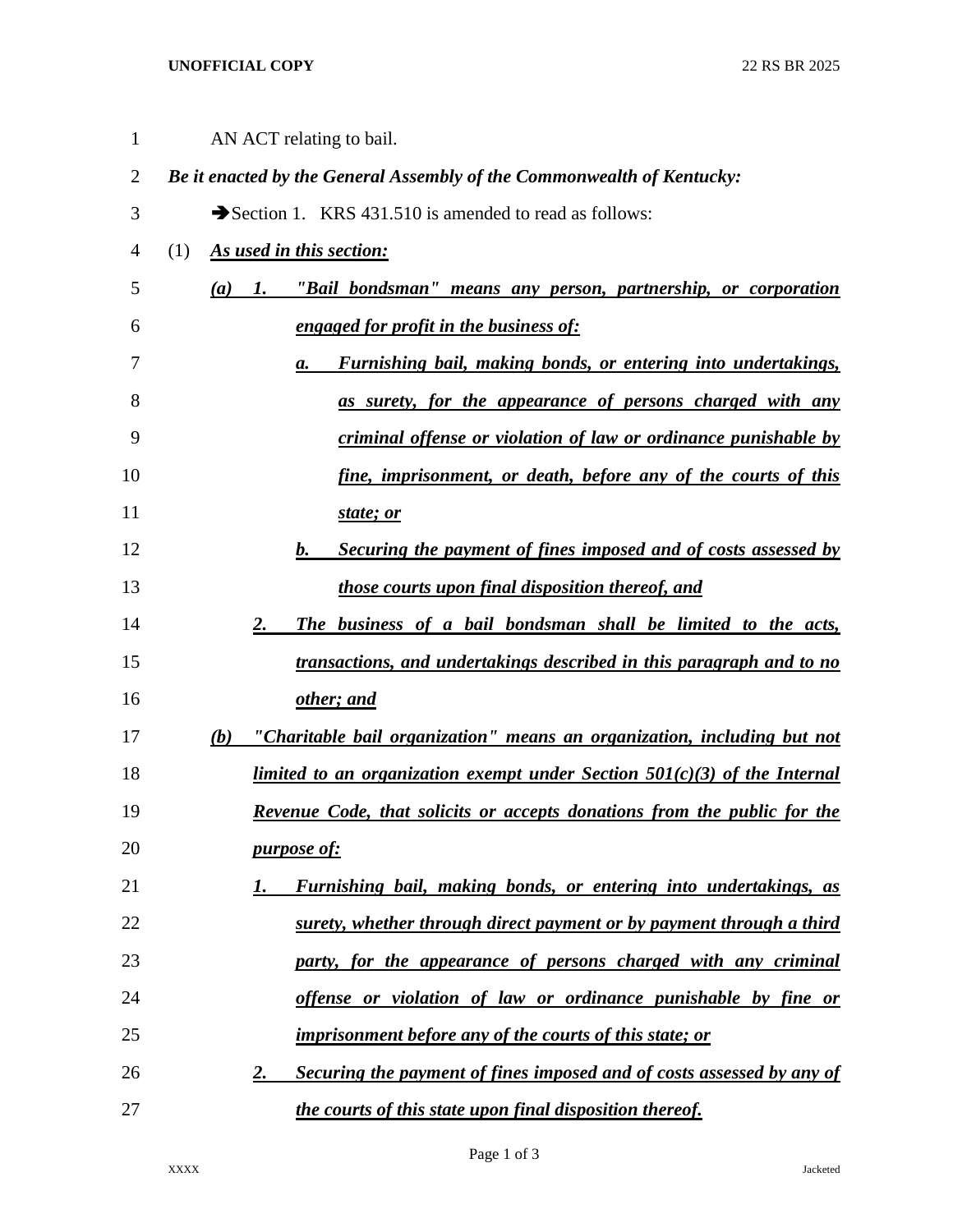AN ACT relating to bail.

***Be it enacted by the General Assembly of the Commonwealth of Kentucky:***

➔Section 1. KRS 431.510 is amended to read as follows:

(1) ***As used in this section:***

***(a) 1. "Bail bondsman" means any person, partnership, or corporation engaged for profit in the business of:***

***a. Furnishing bail, making bonds, or entering into undertakings, as surety, for the appearance of persons charged with any criminal offense or violation of law or ordinance punishable by fine, imprisonment, or death, before any of the courts of this state; or***

***b. Securing the payment of fines imposed and of costs assessed by those courts upon final disposition thereof, and***

***2. The business of a bail bondsman shall be limited to the acts, transactions, and undertakings described in this paragraph and to no other; and***

***(b) "Charitable bail organization" means an organization, including but not limited to an organization exempt under Section 501(c)(3) of the Internal Revenue Code, that solicits or accepts donations from the public for the purpose of:***

***1. Furnishing bail, making bonds, or entering into undertakings, as surety, whether through direct payment or by payment through a third party, for the appearance of persons charged with any criminal offense or violation of law or ordinance punishable by fine or imprisonment before any of the courts of this state; or***

***2. Securing the payment of fines imposed and of costs assessed by any of the courts of this state upon final disposition thereof.***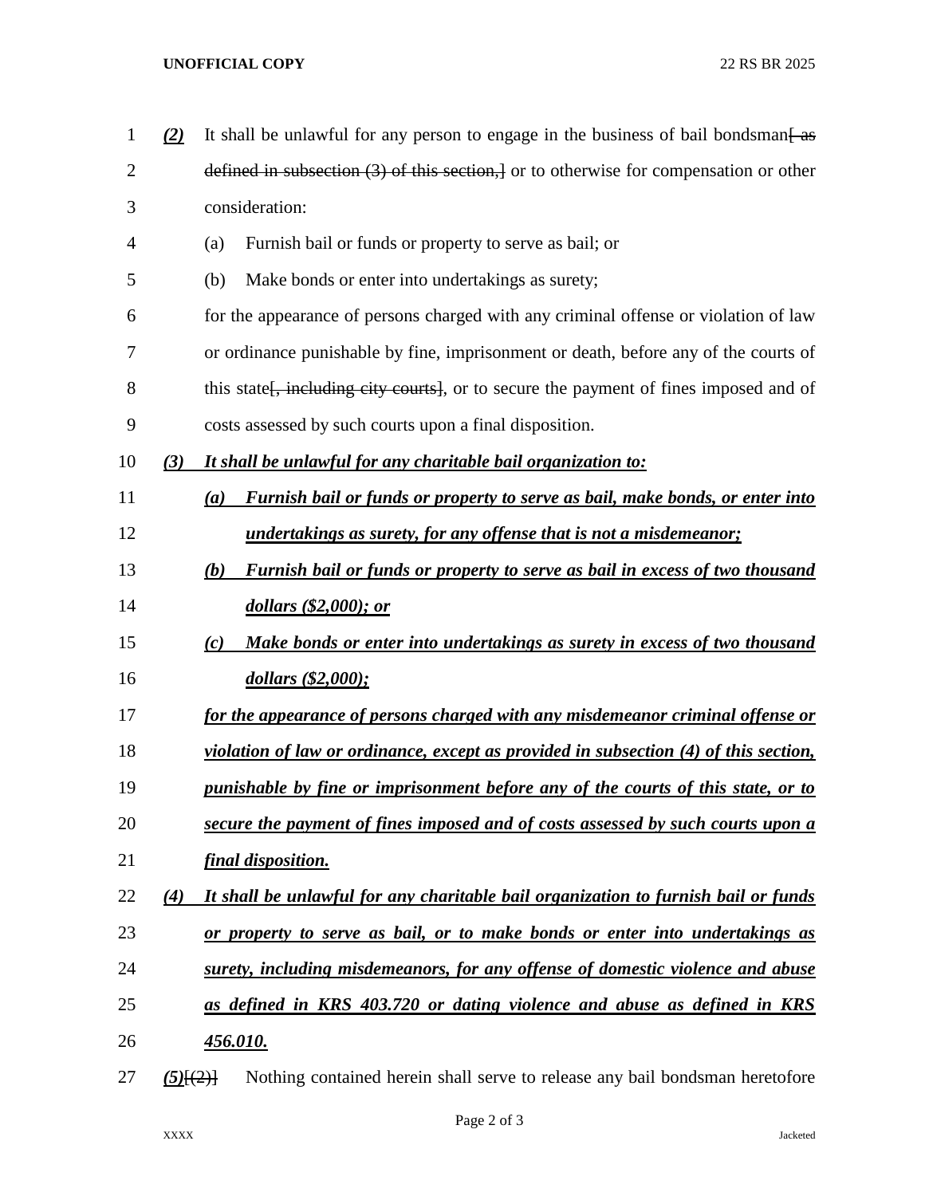(2) It shall be unlawful for any person to engage in the business of bail bondsman[ as defined in subsection (3) of this section,] or to otherwise for compensation or other consideration:

(a) Furnish bail or funds or property to serve as bail; or

(b) Make bonds or enter into undertakings as surety;

for the appearance of persons charged with any criminal offense or violation of law or ordinance punishable by fine, imprisonment or death, before any of the courts of this state[, including city courts], or to secure the payment of fines imposed and of costs assessed by such courts upon a final disposition.

***(3) It shall be unlawful for any charitable bail organization to:***

***(a) Furnish bail or funds or property to serve as bail, make bonds, or enter into undertakings as surety, for any offense that is not a misdemeanor;***

***(b) Furnish bail or funds or property to serve as bail in excess of two thousand dollars ($2,000); or***

***(c) Make bonds or enter into undertakings as surety in excess of two thousand dollars ($2,000);***

***for the appearance of persons charged with any misdemeanor criminal offense or violation of law or ordinance, except as provided in subsection (4) of this section, punishable by fine or imprisonment before any of the courts of this state, or to secure the payment of fines imposed and of costs assessed by such courts upon a final disposition.***

***(4) It shall be unlawful for any charitable bail organization to furnish bail or funds or property to serve as bail, or to make bonds or enter into undertakings as surety, including misdemeanors, for any offense of domestic violence and abuse as defined in KRS 403.720 or dating violence and abuse as defined in KRS 456.010.***

***(5)***[(2)] Nothing contained herein shall serve to release any bail bondsman heretofore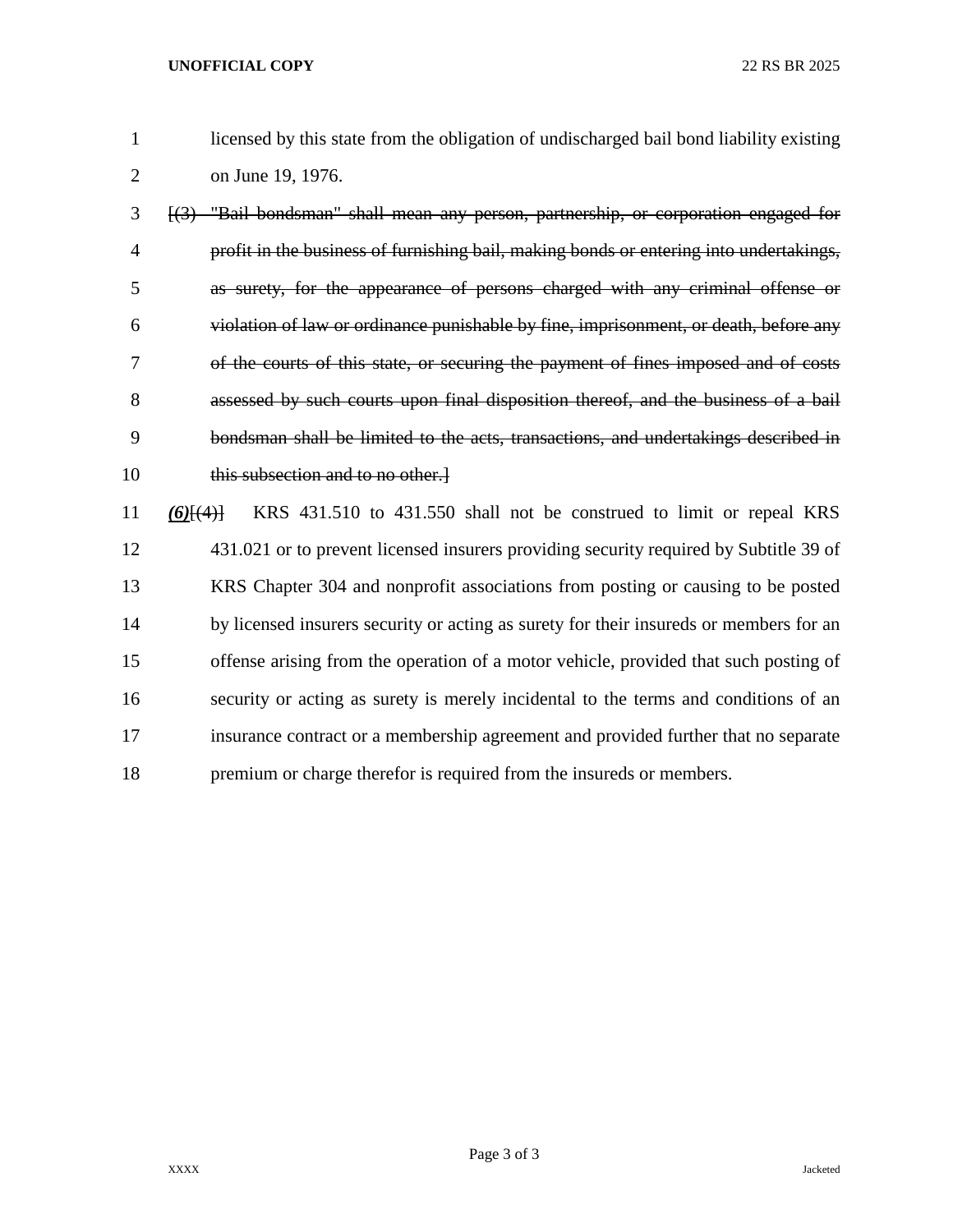licensed by this state from the obligation of undischarged bail bond liability existing on June 19, 1976.

~~[(3) "Bail bondsman" shall mean any person, partnership, or corporation engaged for profit in the business of furnishing bail, making bonds or entering into undertakings, as surety, for the appearance of persons charged with any criminal offense or violation of law or ordinance punishable by fine, imprisonment, or death, before any of the courts of this state, or securing the payment of fines imposed and of costs assessed by such courts upon final disposition thereof, and the business of a bail bondsman shall be limited to the acts, transactions, and undertakings described in this subsection and to no other.]~~

***(6)***~~[(4)]~~ KRS 431.510 to 431.550 shall not be construed to limit or repeal KRS 431.021 or to prevent licensed insurers providing security required by Subtitle 39 of KRS Chapter 304 and nonprofit associations from posting or causing to be posted by licensed insurers security or acting as surety for their insureds or members for an offense arising from the operation of a motor vehicle, provided that such posting of security or acting as surety is merely incidental to the terms and conditions of an insurance contract or a membership agreement and provided further that no separate premium or charge therefor is required from the insureds or members.